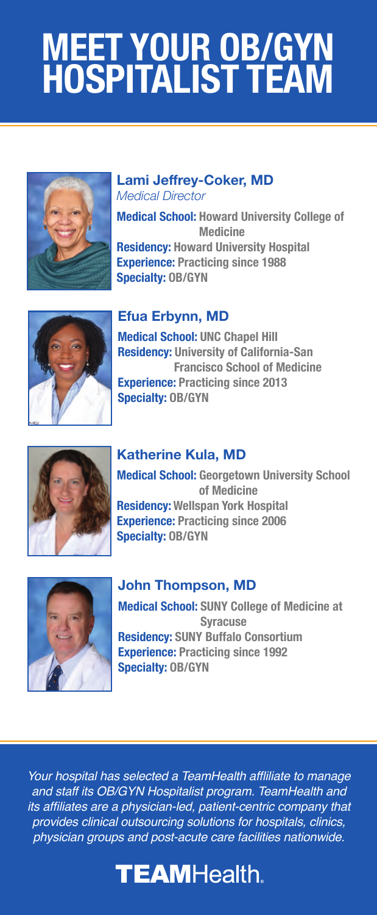# MEET YOUR OB/GYN HOSPITALIST TEAM

### Lami Jeffrey-Coker, MD
*Medical Director*

**Medical School:** Howard University College of Medicine
**Residency:** Howard University Hospital
**Experience:** Practicing since 1988
**Specialty:** OB/GYN

### Efua Erbynn, MD

**Medical School:** UNC Chapel Hill
**Residency:** University of California-San Francisco School of Medicine
**Experience:** Practicing since 2013
**Specialty:** OB/GYN

### Katherine Kula, MD

**Medical School:** Georgetown University School of Medicine
**Residency:** Wellspan York Hospital
**Experience:** Practicing since 2006
**Specialty:** OB/GYN

### John Thompson, MD

**Medical School:** SUNY College of Medicine at Syracuse
**Residency:** SUNY Buffalo Consortium
**Experience:** Practicing since 1992
**Specialty:** OB/GYN

*Your hospital has selected a TeamHealth affiliate to manage and staff its OB/GYN Hospitalist program. TeamHealth and its affiliates are a physician-led, patient-centric company that provides clinical outsourcing solutions for hospitals, clinics, physician groups and post-acute care facilities nationwide.*

**TEAMHealth.**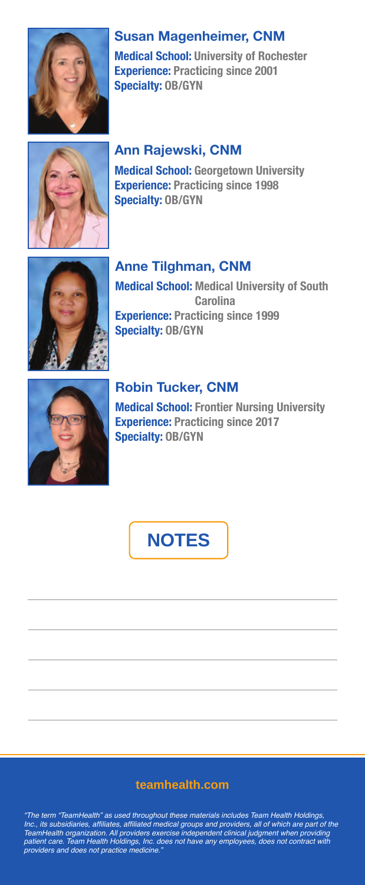### Susan Magenheimer, CNM

**Medical School:** University of Rochester
**Experience:** Practicing since 2001
**Specialty:** OB/GYN

### Ann Rajewski, CNM

**Medical School:** Georgetown University
**Experience:** Practicing since 1998
**Specialty:** OB/GYN

### Anne Tilghman, CNM

**Medical School:** Medical University of South Carolina
**Experience:** Practicing since 1999
**Specialty:** OB/GYN

### Robin Tucker, CNM

**Medical School:** Frontier Nursing University
**Experience:** Practicing since 2017
**Specialty:** OB/GYN

## NOTES

**teamhealth.com**

*"The term "TeamHealth" as used throughout these materials includes Team Health Holdings, Inc., its subsidiaries, affiliates, affiliated medical groups and providers, all of which are part of the TeamHealth organization. All providers exercise independent clinical judgment when providing patient care. Team Health Holdings, Inc. does not have any employees, does not contract with providers and does not practice medicine."*